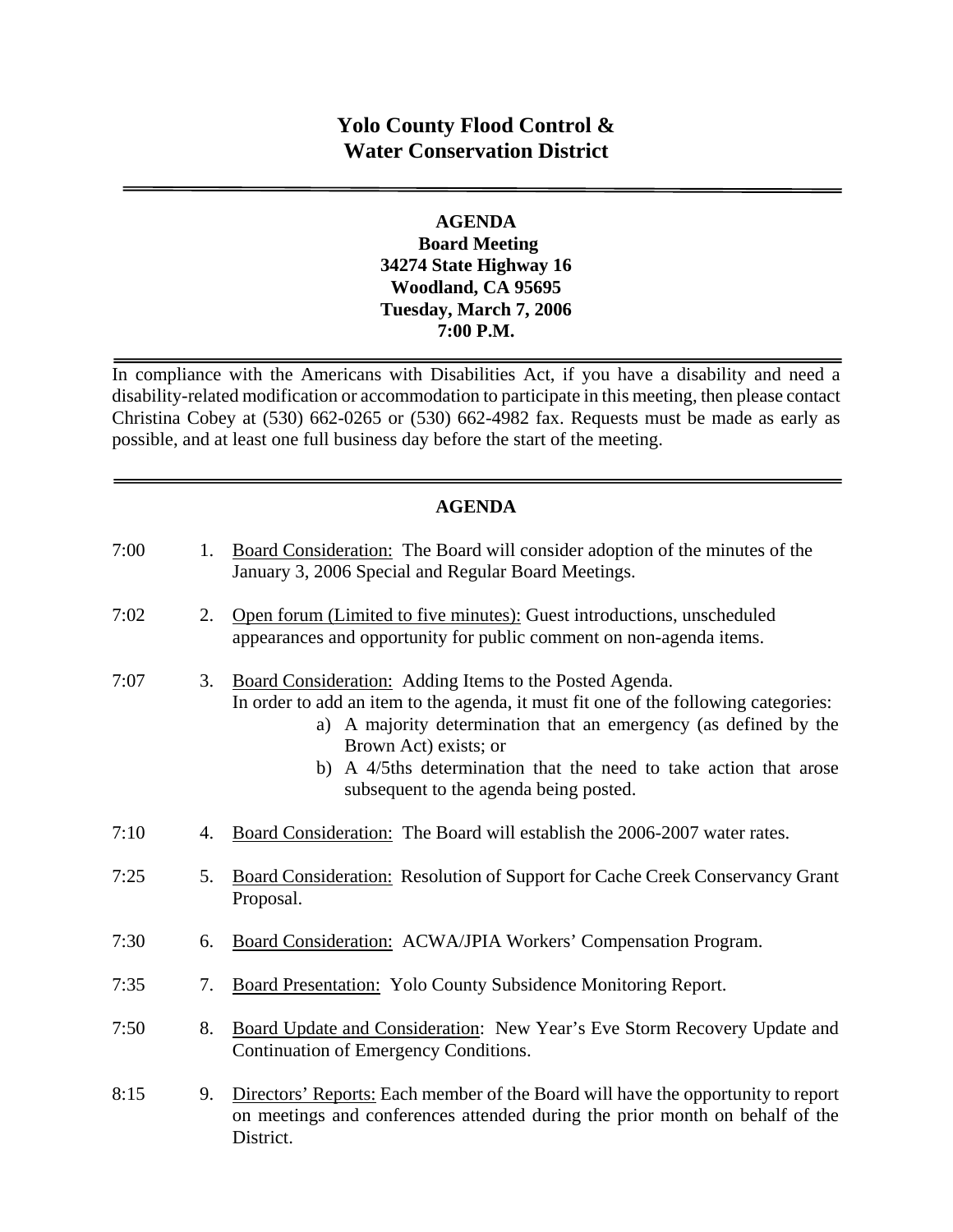# Yolo County Flood Control & Water Conservation District

---

**AGENDA**
**Board Meeting**
**34274 State Highway 16**
**Woodland, CA 95695**
**Tuesday, March 7, 2006**
**7:00 P.M.**

---

In compliance with the Americans with Disabilities Act, if you have a disability and need a disability-related modification or accommodation to participate in this meeting, then please contact Christina Cobey at (530) 662-0265 or (530) 662-4982 fax. Requests must be made as early as possible, and at least one full business day before the start of the meeting.

---

**AGENDA**

7:00 1. Board Consideration: The Board will consider adoption of the minutes of the January 3, 2006 Special and Regular Board Meetings.

7:02 2. Open forum (Limited to five minutes): Guest introductions, unscheduled appearances and opportunity for public comment on non-agenda items.

7:07 3. Board Consideration: Adding Items to the Posted Agenda.
In order to add an item to the agenda, it must fit one of the following categories:
   a) A majority determination that an emergency (as defined by the Brown Act) exists; or
   b) A 4/5ths determination that the need to take action that arose subsequent to the agenda being posted.

7:10 4. Board Consideration: The Board will establish the 2006-2007 water rates.

7:25 5. Board Consideration: Resolution of Support for Cache Creek Conservancy Grant Proposal.

7:30 6. Board Consideration: ACWA/JPIA Workers' Compensation Program.

7:35 7. Board Presentation: Yolo County Subsidence Monitoring Report.

7:50 8. Board Update and Consideration: New Year's Eve Storm Recovery Update and Continuation of Emergency Conditions.

8:15 9. Directors' Reports: Each member of the Board will have the opportunity to report on meetings and conferences attended during the prior month on behalf of the District.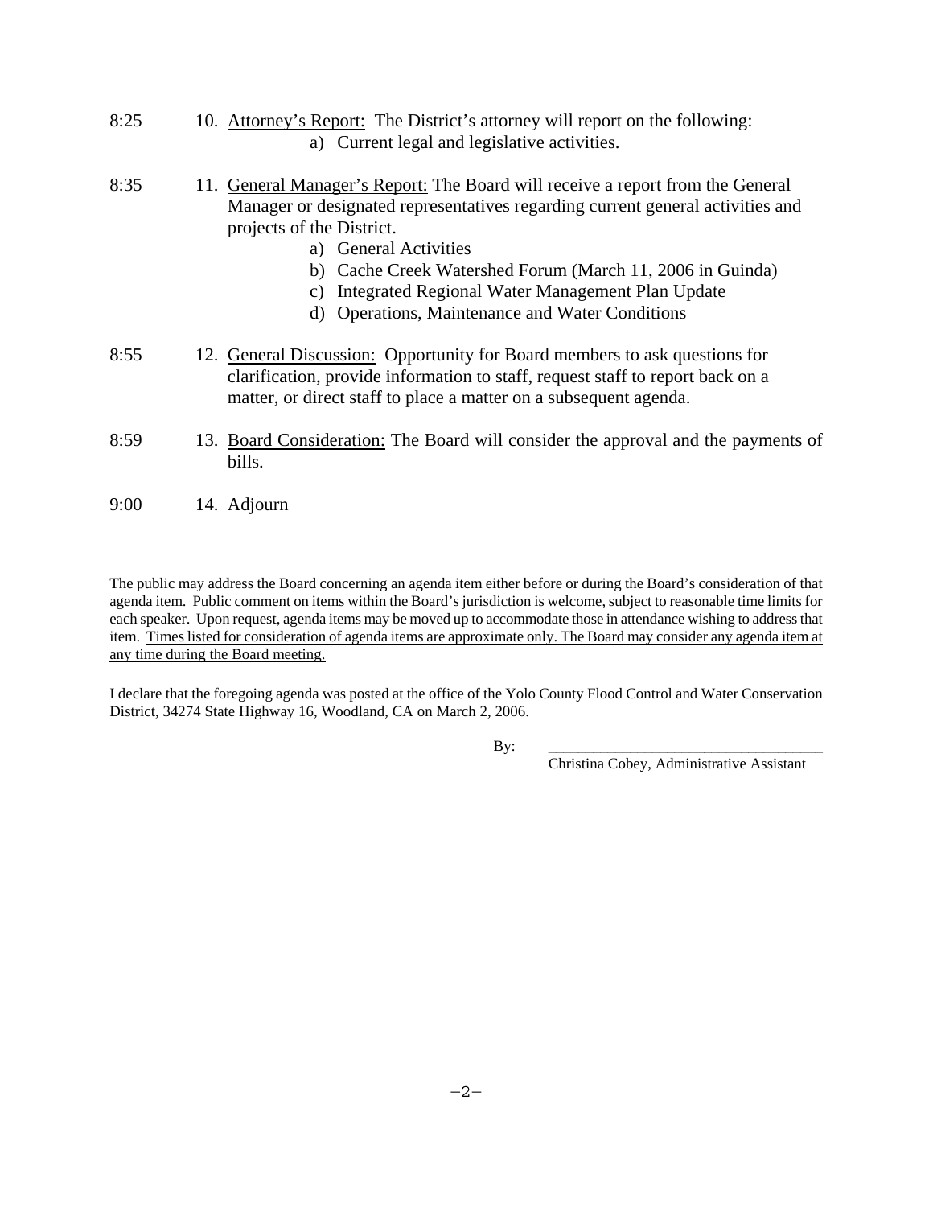8:25 10. <u>Attorney's Report:</u> The District's attorney will report on the following:

a) Current legal and legislative activities.

8:35 11. <u>General Manager's Report:</u> The Board will receive a report from the General Manager or designated representatives regarding current general activities and projects of the District.

a) General Activities
b) Cache Creek Watershed Forum (March 11, 2006 in Guinda)
c) Integrated Regional Water Management Plan Update
d) Operations, Maintenance and Water Conditions

8:55 12. <u>General Discussion:</u> Opportunity for Board members to ask questions for clarification, provide information to staff, request staff to report back on a matter, or direct staff to place a matter on a subsequent agenda.

8:59 13. <u>Board Consideration:</u> The Board will consider the approval and the payments of bills.

9:00 14. <u>Adjourn</u>

The public may address the Board concerning an agenda item either before or during the Board's consideration of that agenda item. Public comment on items within the Board's jurisdiction is welcome, subject to reasonable time limits for each speaker. Upon request, agenda items may be moved up to accommodate those in attendance wishing to address that item. <u>Times listed for consideration of agenda items are approximate only. The Board may consider any agenda item at any time during the Board meeting.</u>

I declare that the foregoing agenda was posted at the office of the Yolo County Flood Control and Water Conservation District, 34274 State Highway 16, Woodland, CA on March 2, 2006.

By: ___________________________________

Christina Cobey, Administrative Assistant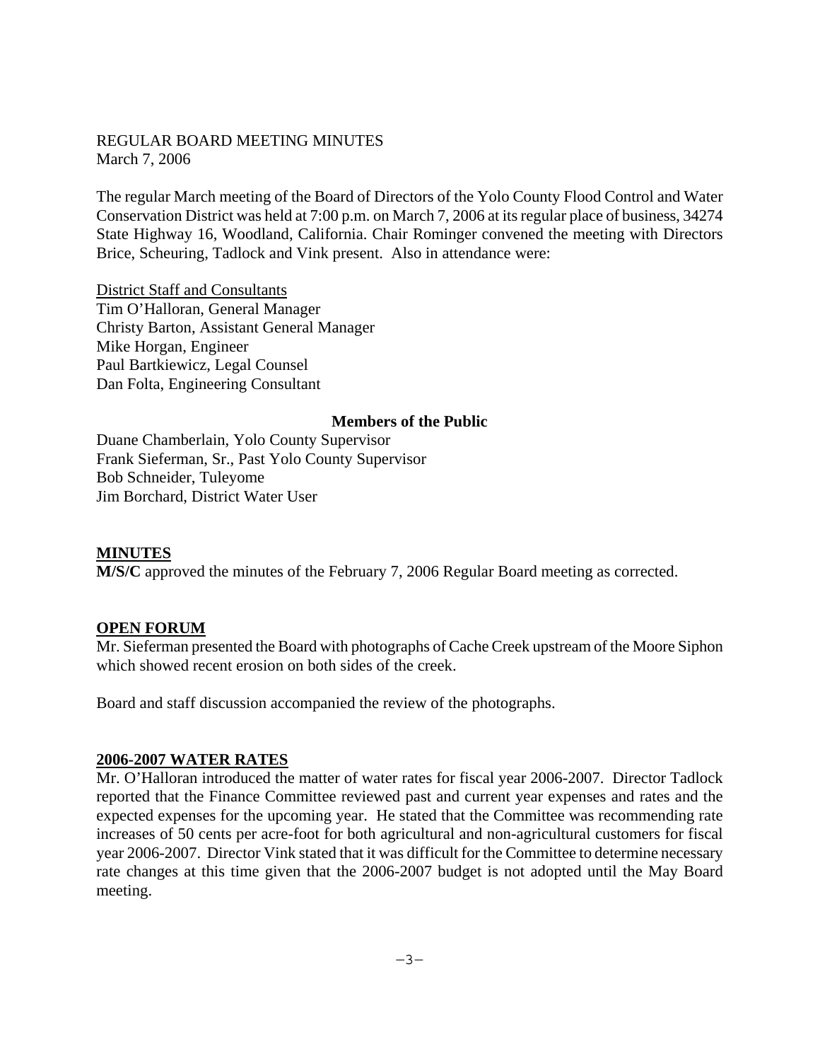REGULAR BOARD MEETING MINUTES
March 7, 2006

The regular March meeting of the Board of Directors of the Yolo County Flood Control and Water Conservation District was held at 7:00 p.m. on March 7, 2006 at its regular place of business, 34274 State Highway 16, Woodland, California. Chair Rominger convened the meeting with Directors Brice, Scheuring, Tadlock and Vink present. Also in attendance were:

District Staff and Consultants
Tim O'Halloran, General Manager
Christy Barton, Assistant General Manager
Mike Horgan, Engineer
Paul Bartkiewicz, Legal Counsel
Dan Folta, Engineering Consultant

**Members of the Public**

Duane Chamberlain, Yolo County Supervisor
Frank Sieferman, Sr., Past Yolo County Supervisor
Bob Schneider, Tuleyome
Jim Borchard, District Water User

## MINUTES

**M/S/C** approved the minutes of the February 7, 2006 Regular Board meeting as corrected.

## OPEN FORUM

Mr. Sieferman presented the Board with photographs of Cache Creek upstream of the Moore Siphon which showed recent erosion on both sides of the creek.

Board and staff discussion accompanied the review of the photographs.

## 2006-2007 WATER RATES

Mr. O'Halloran introduced the matter of water rates for fiscal year 2006-2007. Director Tadlock reported that the Finance Committee reviewed past and current year expenses and rates and the expected expenses for the upcoming year. He stated that the Committee was recommending rate increases of 50 cents per acre-foot for both agricultural and non-agricultural customers for fiscal year 2006-2007. Director Vink stated that it was difficult for the Committee to determine necessary rate changes at this time given that the 2006-2007 budget is not adopted until the May Board meeting.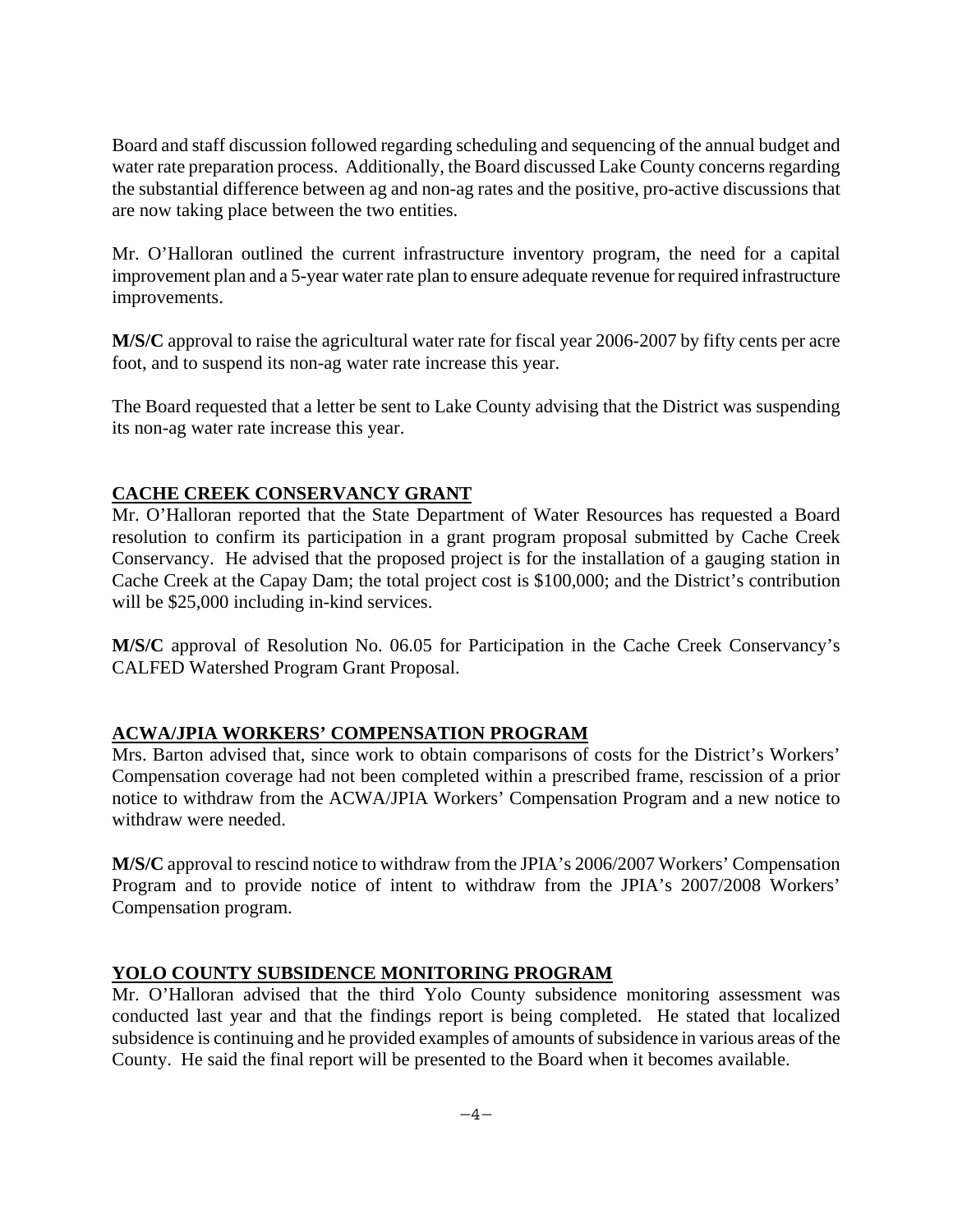Board and staff discussion followed regarding scheduling and sequencing of the annual budget and water rate preparation process. Additionally, the Board discussed Lake County concerns regarding the substantial difference between ag and non-ag rates and the positive, pro-active discussions that are now taking place between the two entities.

Mr. O'Halloran outlined the current infrastructure inventory program, the need for a capital improvement plan and a 5-year water rate plan to ensure adequate revenue for required infrastructure improvements.

**M/S/C** approval to raise the agricultural water rate for fiscal year 2006-2007 by fifty cents per acre foot, and to suspend its non-ag water rate increase this year.

The Board requested that a letter be sent to Lake County advising that the District was suspending its non-ag water rate increase this year.

## CACHE CREEK CONSERVANCY GRANT

Mr. O'Halloran reported that the State Department of Water Resources has requested a Board resolution to confirm its participation in a grant program proposal submitted by Cache Creek Conservancy. He advised that the proposed project is for the installation of a gauging station in Cache Creek at the Capay Dam; the total project cost is $100,000; and the District's contribution will be $25,000 including in-kind services.

**M/S/C** approval of Resolution No. 06.05 for Participation in the Cache Creek Conservancy's CALFED Watershed Program Grant Proposal.

## ACWA/JPIA WORKERS' COMPENSATION PROGRAM

Mrs. Barton advised that, since work to obtain comparisons of costs for the District's Workers' Compensation coverage had not been completed within a prescribed frame, rescission of a prior notice to withdraw from the ACWA/JPIA Workers' Compensation Program and a new notice to withdraw were needed.

**M/S/C** approval to rescind notice to withdraw from the JPIA's 2006/2007 Workers' Compensation Program and to provide notice of intent to withdraw from the JPIA's 2007/2008 Workers' Compensation program.

## YOLO COUNTY SUBSIDENCE MONITORING PROGRAM

Mr. O'Halloran advised that the third Yolo County subsidence monitoring assessment was conducted last year and that the findings report is being completed. He stated that localized subsidence is continuing and he provided examples of amounts of subsidence in various areas of the County. He said the final report will be presented to the Board when it becomes available.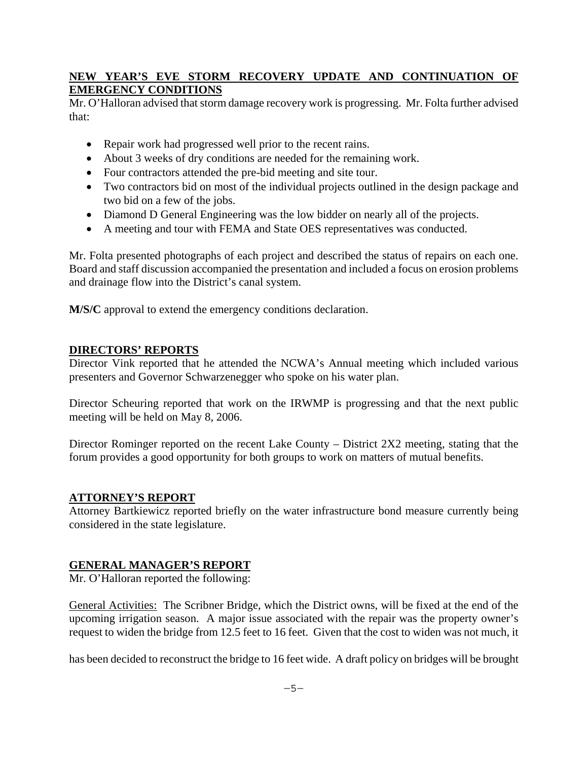## NEW YEAR'S EVE STORM RECOVERY UPDATE AND CONTINUATION OF EMERGENCY CONDITIONS

Mr. O'Halloran advised that storm damage recovery work is progressing. Mr. Folta further advised that:

- Repair work had progressed well prior to the recent rains.
- About 3 weeks of dry conditions are needed for the remaining work.
- Four contractors attended the pre-bid meeting and site tour.
- Two contractors bid on most of the individual projects outlined in the design package and two bid on a few of the jobs.
- Diamond D General Engineering was the low bidder on nearly all of the projects.
- A meeting and tour with FEMA and State OES representatives was conducted.

Mr. Folta presented photographs of each project and described the status of repairs on each one. Board and staff discussion accompanied the presentation and included a focus on erosion problems and drainage flow into the District's canal system.

**M/S/C** approval to extend the emergency conditions declaration.

## DIRECTORS' REPORTS

Director Vink reported that he attended the NCWA's Annual meeting which included various presenters and Governor Schwarzenegger who spoke on his water plan.

Director Scheuring reported that work on the IRWMP is progressing and that the next public meeting will be held on May 8, 2006.

Director Rominger reported on the recent Lake County – District 2X2 meeting, stating that the forum provides a good opportunity for both groups to work on matters of mutual benefits.

## ATTORNEY'S REPORT

Attorney Bartkiewicz reported briefly on the water infrastructure bond measure currently being considered in the state legislature.

## GENERAL MANAGER'S REPORT

Mr. O'Halloran reported the following:

General Activities: The Scribner Bridge, which the District owns, will be fixed at the end of the upcoming irrigation season. A major issue associated with the repair was the property owner's request to widen the bridge from 12.5 feet to 16 feet. Given that the cost to widen was not much, it has been decided to reconstruct the bridge to 16 feet wide. A draft policy on bridges will be brought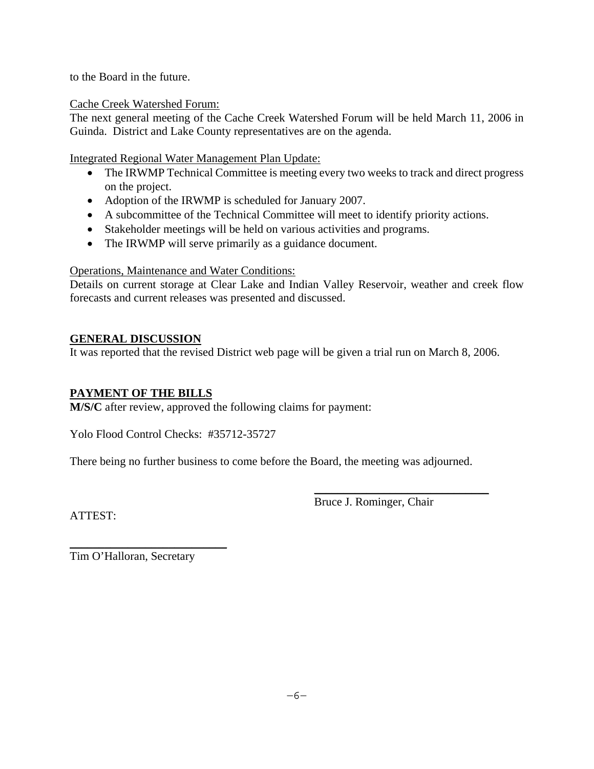to the Board in the future.

Cache Creek Watershed Forum:
The next general meeting of the Cache Creek Watershed Forum will be held March 11, 2006 in Guinda. District and Lake County representatives are on the agenda.

Integrated Regional Water Management Plan Update:

- The IRWMP Technical Committee is meeting every two weeks to track and direct progress on the project.
- Adoption of the IRWMP is scheduled for January 2007.
- A subcommittee of the Technical Committee will meet to identify priority actions.
- Stakeholder meetings will be held on various activities and programs.
- The IRWMP will serve primarily as a guidance document.

Operations, Maintenance and Water Conditions:
Details on current storage at Clear Lake and Indian Valley Reservoir, weather and creek flow forecasts and current releases was presented and discussed.

**GENERAL DISCUSSION**

It was reported that the revised District web page will be given a trial run on March 8, 2006.

**PAYMENT OF THE BILLS**

**M/S/C** after review, approved the following claims for payment:

Yolo Flood Control Checks: #35712-35727

There being no further business to come before the Board, the meeting was adjourned.

\_\_\_\_\_\_\_\_\_\_\_\_\_\_\_\_\_\_\_\_\_\_\_\_\_\_\_\_\_\_
Bruce J. Rominger, Chair

ATTEST:

\_\_\_\_\_\_\_\_\_\_\_\_\_\_\_\_\_\_\_\_\_\_\_\_\_\_\_\_\_\_
Tim O'Halloran, Secretary